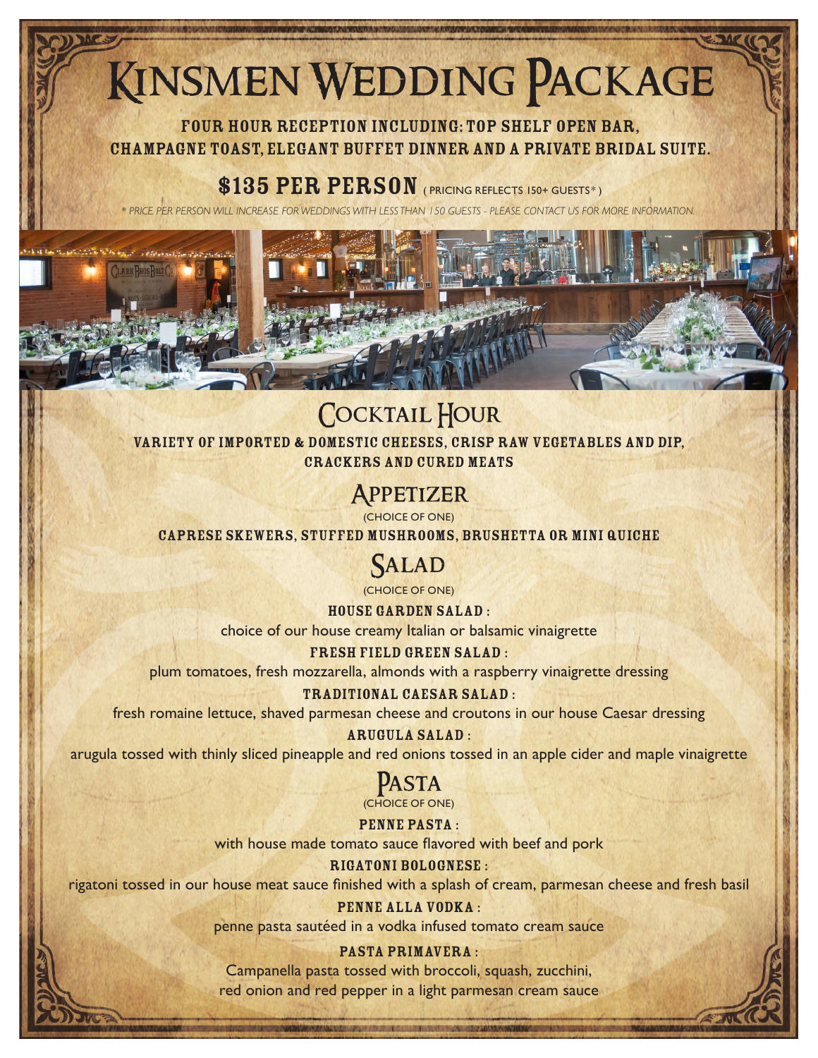# Kinsmen Wedding Package

**FOUR HOUR RECEPTION INCLUDING: TOP SHELF OPEN BAR, CHAMPAGNE TOAST, ELEGANT BUFFET DINNER AND A PRIVATE BRIDAL SUITE.**

**$135 PER PERSON** ( PRICING REFLECTS 150+ GUESTS* )

*\* PRICE PER PERSON WILL INCREASE FOR WEDDINGS WITH LESS THAN 150 GUESTS - PLEASE CONTACT US FOR MORE INFORMATION.*

## Cocktail Hour

**VARIETY OF IMPORTED & DOMESTIC CHEESES, CRISP RAW VEGETABLES AND DIP, CRACKERS AND CURED MEATS**

## Appetizer

(CHOICE OF ONE)

**CAPRESE SKEWERS, STUFFED MUSHROOMS, BRUSHETTA OR MINI QUICHE**

## Salad

(CHOICE OF ONE)

**HOUSE GARDEN SALAD :**
choice of our house creamy Italian or balsamic vinaigrette

**FRESH FIELD GREEN SALAD :**
plum tomatoes, fresh mozzarella, almonds with a raspberry vinaigrette dressing

**TRADITIONAL CAESAR SALAD :**
fresh romaine lettuce, shaved parmesan cheese and croutons in our house Caesar dressing

**ARUGULA SALAD :**
arugula tossed with thinly sliced pineapple and red onions tossed in an apple cider and maple vinaigrette

## Pasta

(CHOICE OF ONE)

**PENNE PASTA :**
with house made tomato sauce flavored with beef and pork

**RIGATONI BOLOGNESE :**
rigatoni tossed in our house meat sauce finished with a splash of cream, parmesan cheese and fresh basil

**PENNE ALLA VODKA :**
penne pasta sautéed in a vodka infused tomato cream sauce

**PASTA PRIMAVERA :**
Campanella pasta tossed with broccoli, squash, zucchini, red onion and red pepper in a light parmesan cream sauce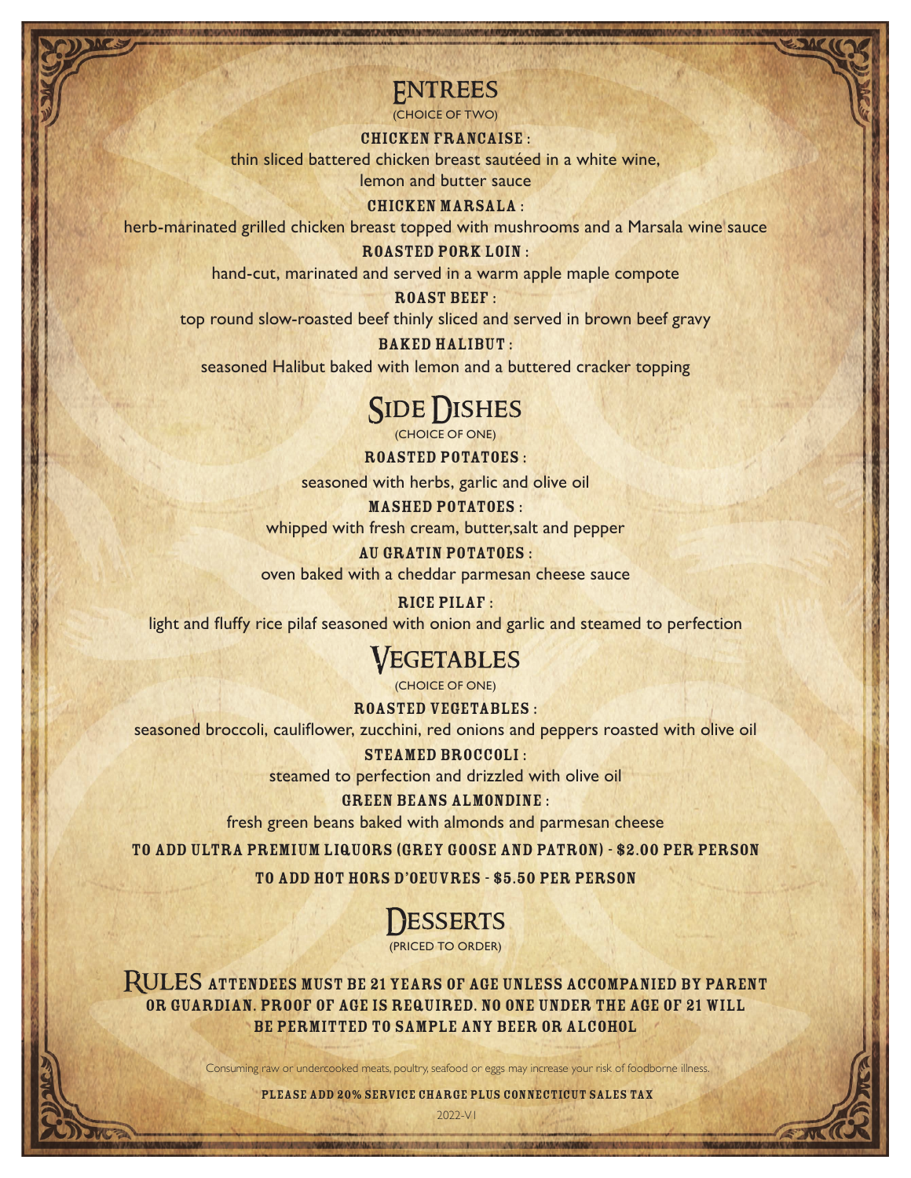## ENTREES

(CHOICE OF TWO)

**CHICKEN FRANCAISE :**
thin sliced battered chicken breast sautéed in a white wine, lemon and butter sauce

**CHICKEN MARSALA :**
herb-marinated grilled chicken breast topped with mushrooms and a Marsala wine sauce

**ROASTED PORK LOIN :**
hand-cut, marinated and served in a warm apple maple compote

**ROAST BEEF :**
top round slow-roasted beef thinly sliced and served in brown beef gravy

**BAKED HALIBUT :**
seasoned Halibut baked with lemon and a buttered cracker topping

## SIDE DISHES

(CHOICE OF ONE)

**ROASTED POTATOES :**
seasoned with herbs, garlic and olive oil

**MASHED POTATOES :**
whipped with fresh cream, butter,salt and pepper

**AU GRATIN POTATOES :**
oven baked with a cheddar parmesan cheese sauce

**RICE PILAF :**
light and fluffy rice pilaf seasoned with onion and garlic and steamed to perfection

## VEGETABLES

(CHOICE OF ONE)

**ROASTED VEGETABLES :**
seasoned broccoli, cauliflower, zucchini, red onions and peppers roasted with olive oil

**STEAMED BROCCOLI :**
steamed to perfection and drizzled with olive oil

**GREEN BEANS ALMONDINE :**
fresh green beans baked with almonds and parmesan cheese

**TO ADD ULTRA PREMIUM LIQUORS (GREY GOOSE AND PATRON) - $2.00 PER PERSON**

**TO ADD HOT HORS D'OEUVRES - $5.50 PER PERSON**

## DESSERTS

(PRICED TO ORDER)

**RULES** **ATTENDEES MUST BE 21 YEARS OF AGE UNLESS ACCOMPANIED BY PARENT OR GUARDIAN. PROOF OF AGE IS REQUIRED. NO ONE UNDER THE AGE OF 21 WILL BE PERMITTED TO SAMPLE ANY BEER OR ALCOHOL**

Consuming raw or undercooked meats, poultry, seafood or eggs may increase your risk of foodborne illness.

**PLEASE ADD 20% SERVICE CHARGE PLUS CONNECTICUT SALES TAX**

2022-V1